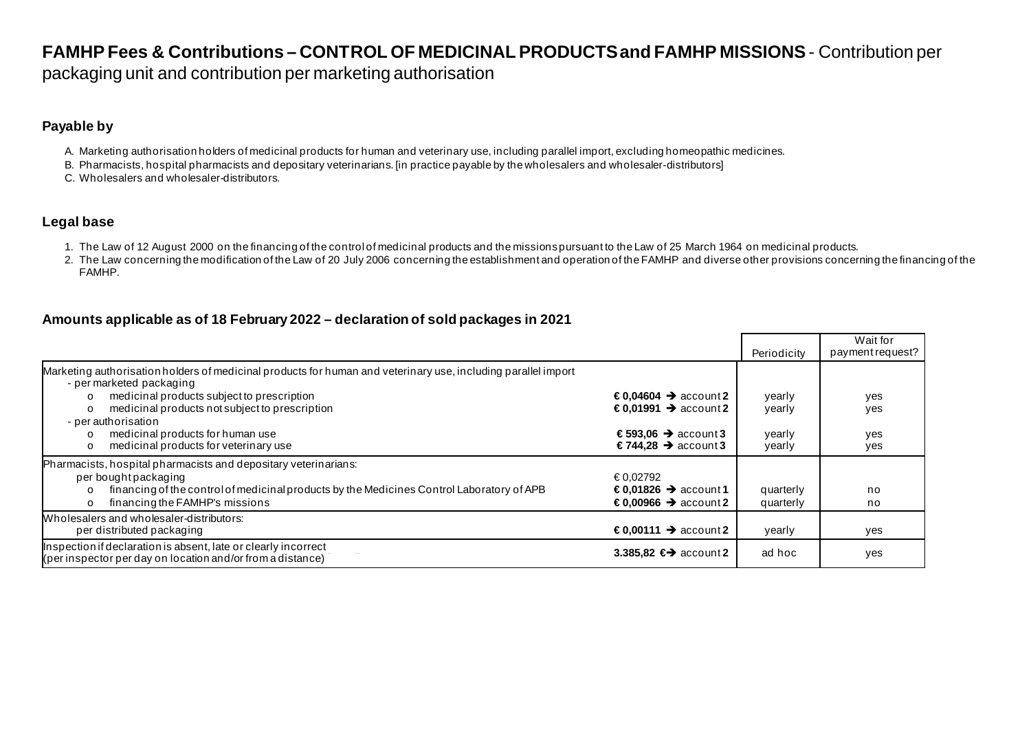# FAMHP Fees & Contributions – CONTROL OF MEDICINAL PRODUCTS and FAMHP MISSIONS - Contribution per packaging unit and contribution per marketing authorisation

## Payable by

A. Marketing authorisation holders of medicinal products for human and veterinary use, including parallel import, excluding homeopathic medicines.
B. Pharmacists, hospital pharmacists and depositary veterinarians. [in practice payable by the wholesalers and wholesaler-distributors]
C. Wholesalers and wholesaler-distributors.

## Legal base

1. The Law of 12 August 2000 on the financing of the control of medicinal products and the missions pursuant to the Law of 25 March 1964 on medicinal products.
2. The Law concerning the modification of the Law of 20 July 2006 concerning the establishment and operation of the FAMHP and diverse other provisions concerning the financing of the FAMHP.

## Amounts applicable as of 18 February 2022 – declaration of sold packages in 2021

| | | Periodicity | Wait for payment request? |
|---|---|---|---|
| Marketing authorisation holders of medicinal products for human and veterinary use, including parallel import | | | |
| - per marketed packaging | | | |
| o medicinal products subject to prescription | **€ 0,04604** ➔ account **2** | yearly | yes |
| o medicinal products not subject to prescription | **€ 0,01991** ➔ account **2** | yearly | yes |
| - per authorisation | | | |
| o medicinal products for human use | **€ 593,06** ➔ account **3** | yearly | yes |
| o medicinal products for veterinary use | **€ 744,28** ➔ account **3** | yearly | yes |
| Pharmacists, hospital pharmacists and depositary veterinarians: | | | |
| per bought packaging | € 0,02792 | | |
| o financing of the control of medicinal products by the Medicines Control Laboratory of APB | **€ 0,01826** ➔ account **1** | quarterly | no |
| o financing the FAMHP's missions | **€ 0,00966** ➔ account **2** | quarterly | no |
| Wholesalers and wholesaler-distributors: per distributed packaging | **€ 0,00111** ➔ account **2** | yearly | yes |
| Inspection if declaration is absent, late or clearly incorrect (per inspector per day on location and/or from a distance) | **3.385,82 €**➔ account **2** | ad hoc | yes |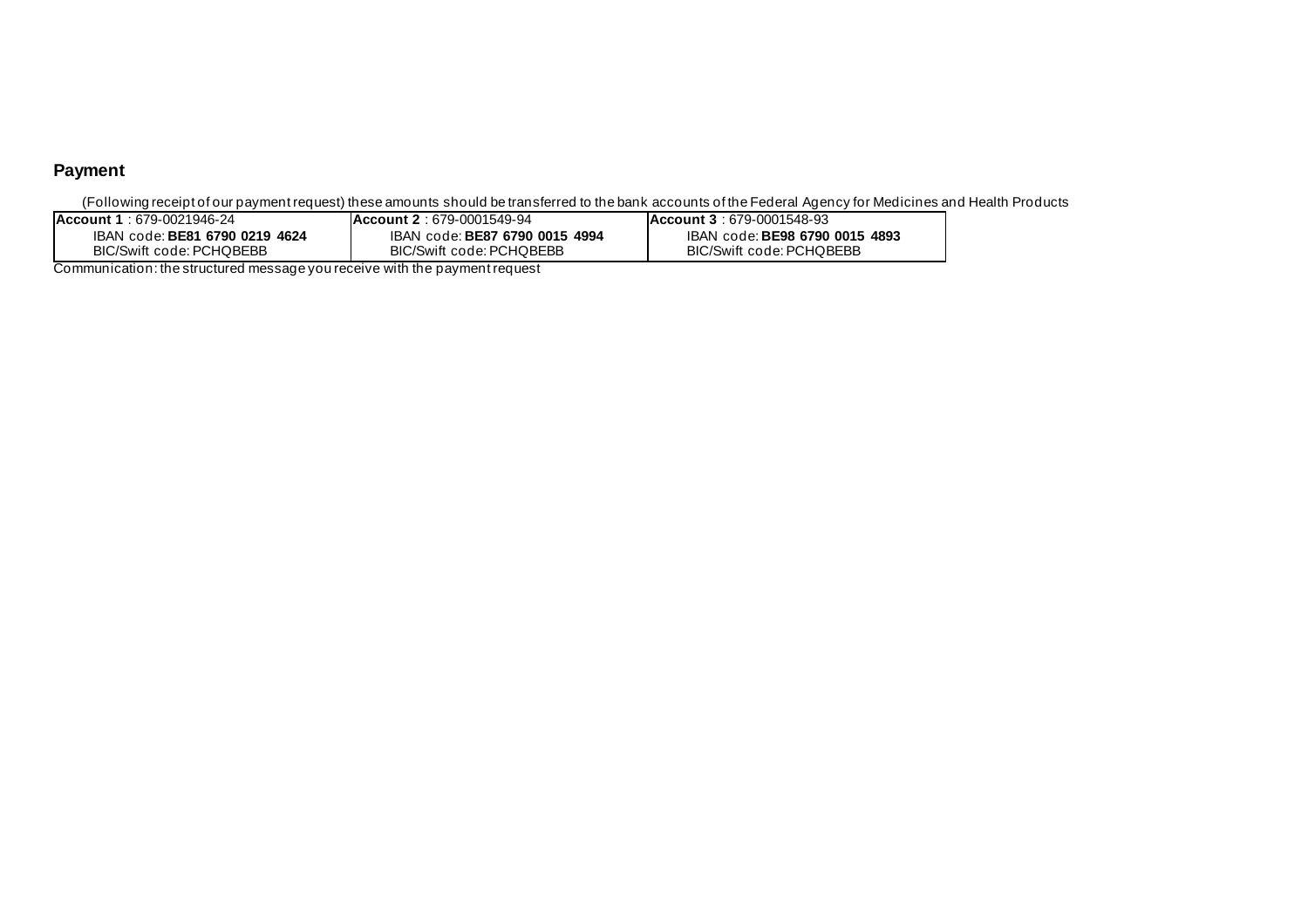## Payment

(Following receipt of our payment request) these amounts should be transferred to the bank accounts of the Federal Agency for Medicines and Health Products

| | | |
|---|---|---|
| **Account 1** : 679-0021946-24 | **Account 2** : 679-0001549-94 | **Account 3** : 679-0001548-93 |
| IBAN code: **BE81 6790 0219 4624** | IBAN code: **BE87 6790 0015 4994** | IBAN code: **BE98 6790 0015 4893** |
| BIC/Swift code: PCHQBEBB | BIC/Swift code: PCHQBEBB | BIC/Swift code: PCHQBEBB |

Communication: the structured message you receive with the payment request